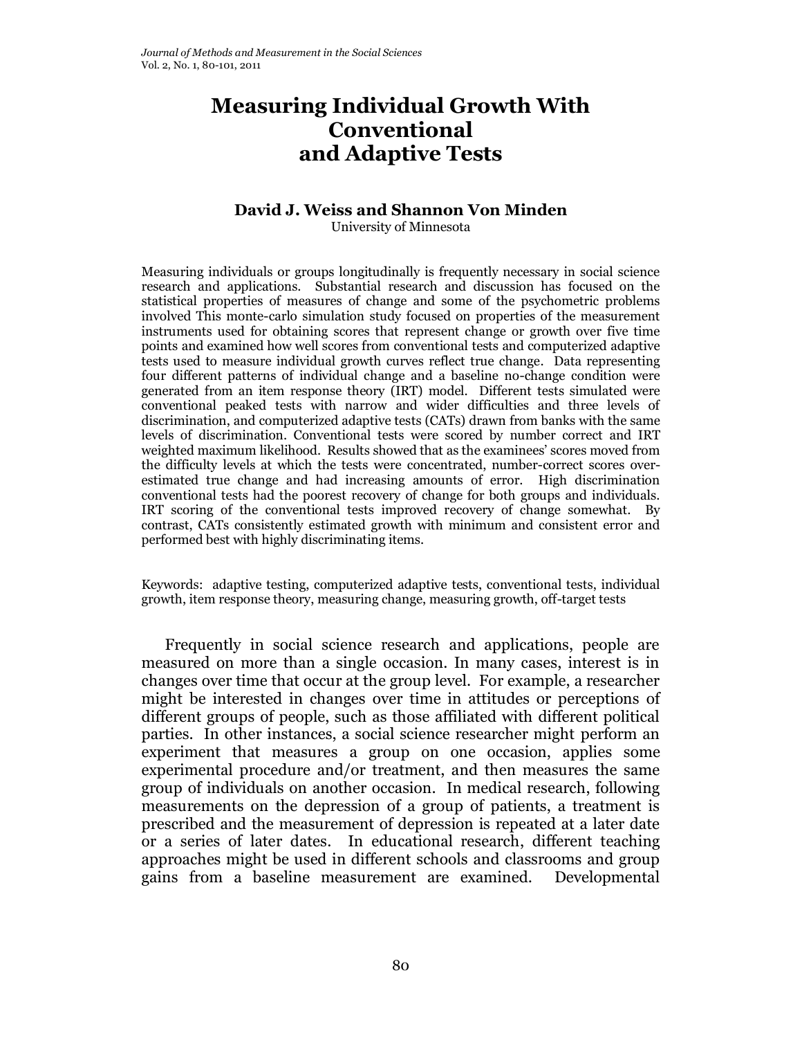# Measuring Individual Growth With Conventional and Adaptive Tests

**David J. Weiss and Shannon Von Minden**

University of Minnesota

Measuring individuals or groups longitudinally is frequently necessary in social science research and applications. Substantial research and discussion has focused on the statistical properties of measures of change and some of the psychometric problems involved This monte-carlo simulation study focused on properties of the measurement instruments used for obtaining scores that represent change or growth over five time points and examined how well scores from conventional tests and computerized adaptive tests used to measure individual growth curves reflect true change. Data representing four different patterns of individual change and a baseline no-change condition were generated from an item response theory (IRT) model. Different tests simulated were conventional peaked tests with narrow and wider difficulties and three levels of discrimination, and computerized adaptive tests (CATs) drawn from banks with the same levels of discrimination. Conventional tests were scored by number correct and IRT weighted maximum likelihood. Results showed that as the examinees' scores moved from the difficulty levels at which the tests were concentrated, number-correct scores over-estimated true change and had increasing amounts of error. High discrimination conventional tests had the poorest recovery of change for both groups and individuals. IRT scoring of the conventional tests improved recovery of change somewhat. By contrast, CATs consistently estimated growth with minimum and consistent error and performed best with highly discriminating items.

Keywords: adaptive testing, computerized adaptive tests, conventional tests, individual growth, item response theory, measuring change, measuring growth, off-target tests

Frequently in social science research and applications, people are measured on more than a single occasion. In many cases, interest is in changes over time that occur at the group level. For example, a researcher might be interested in changes over time in attitudes or perceptions of different groups of people, such as those affiliated with different political parties. In other instances, a social science researcher might perform an experiment that measures a group on one occasion, applies some experimental procedure and/or treatment, and then measures the same group of individuals on another occasion. In medical research, following measurements on the depression of a group of patients, a treatment is prescribed and the measurement of depression is repeated at a later date or a series of later dates. In educational research, different teaching approaches might be used in different schools and classrooms and group gains from a baseline measurement are examined. Developmental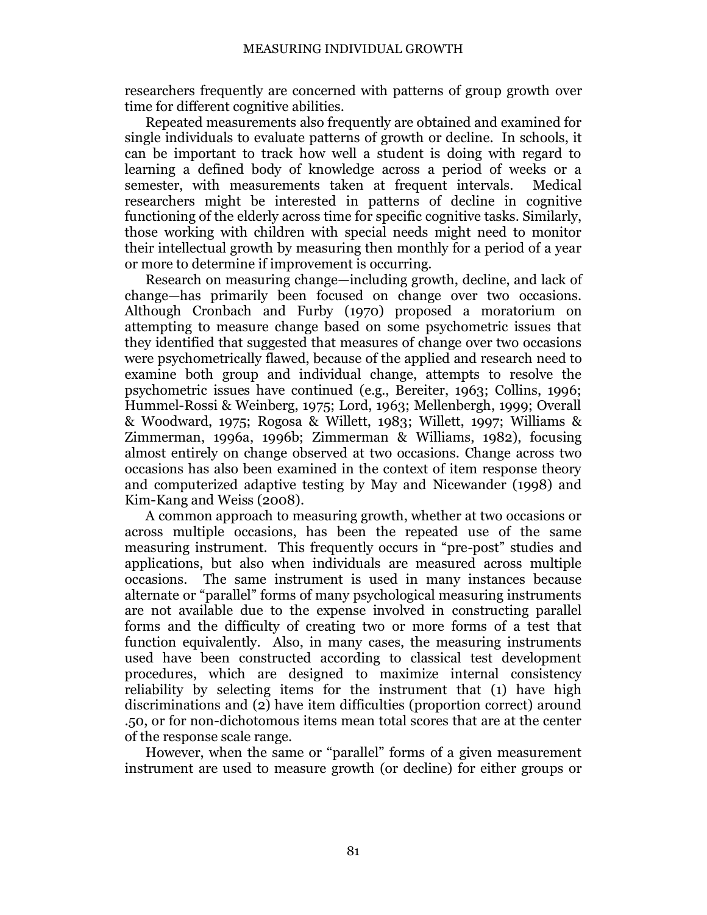researchers frequently are concerned with patterns of group growth over time for different cognitive abilities.

Repeated measurements also frequently are obtained and examined for single individuals to evaluate patterns of growth or decline. In schools, it can be important to track how well a student is doing with regard to learning a defined body of knowledge across a period of weeks or a semester, with measurements taken at frequent intervals. Medical researchers might be interested in patterns of decline in cognitive functioning of the elderly across time for specific cognitive tasks. Similarly, those working with children with special needs might need to monitor their intellectual growth by measuring then monthly for a period of a year or more to determine if improvement is occurring.

Research on measuring change—including growth, decline, and lack of change—has primarily been focused on change over two occasions. Although Cronbach and Furby (1970) proposed a moratorium on attempting to measure change based on some psychometric issues that they identified that suggested that measures of change over two occasions were psychometrically flawed, because of the applied and research need to examine both group and individual change, attempts to resolve the psychometric issues have continued (e.g., Bereiter, 1963; Collins, 1996; Hummel-Rossi & Weinberg, 1975; Lord, 1963; Mellenbergh, 1999; Overall & Woodward, 1975; Rogosa & Willett, 1983; Willett, 1997; Williams & Zimmerman, 1996a, 1996b; Zimmerman & Williams, 1982), focusing almost entirely on change observed at two occasions. Change across two occasions has also been examined in the context of item response theory and computerized adaptive testing by May and Nicewander (1998) and Kim-Kang and Weiss (2008).

A common approach to measuring growth, whether at two occasions or across multiple occasions, has been the repeated use of the same measuring instrument. This frequently occurs in "pre-post" studies and applications, but also when individuals are measured across multiple occasions. The same instrument is used in many instances because alternate or "parallel" forms of many psychological measuring instruments are not available due to the expense involved in constructing parallel forms and the difficulty of creating two or more forms of a test that function equivalently. Also, in many cases, the measuring instruments used have been constructed according to classical test development procedures, which are designed to maximize internal consistency reliability by selecting items for the instrument that (1) have high discriminations and (2) have item difficulties (proportion correct) around .50, or for non-dichotomous items mean total scores that are at the center of the response scale range.

However, when the same or "parallel" forms of a given measurement instrument are used to measure growth (or decline) for either groups or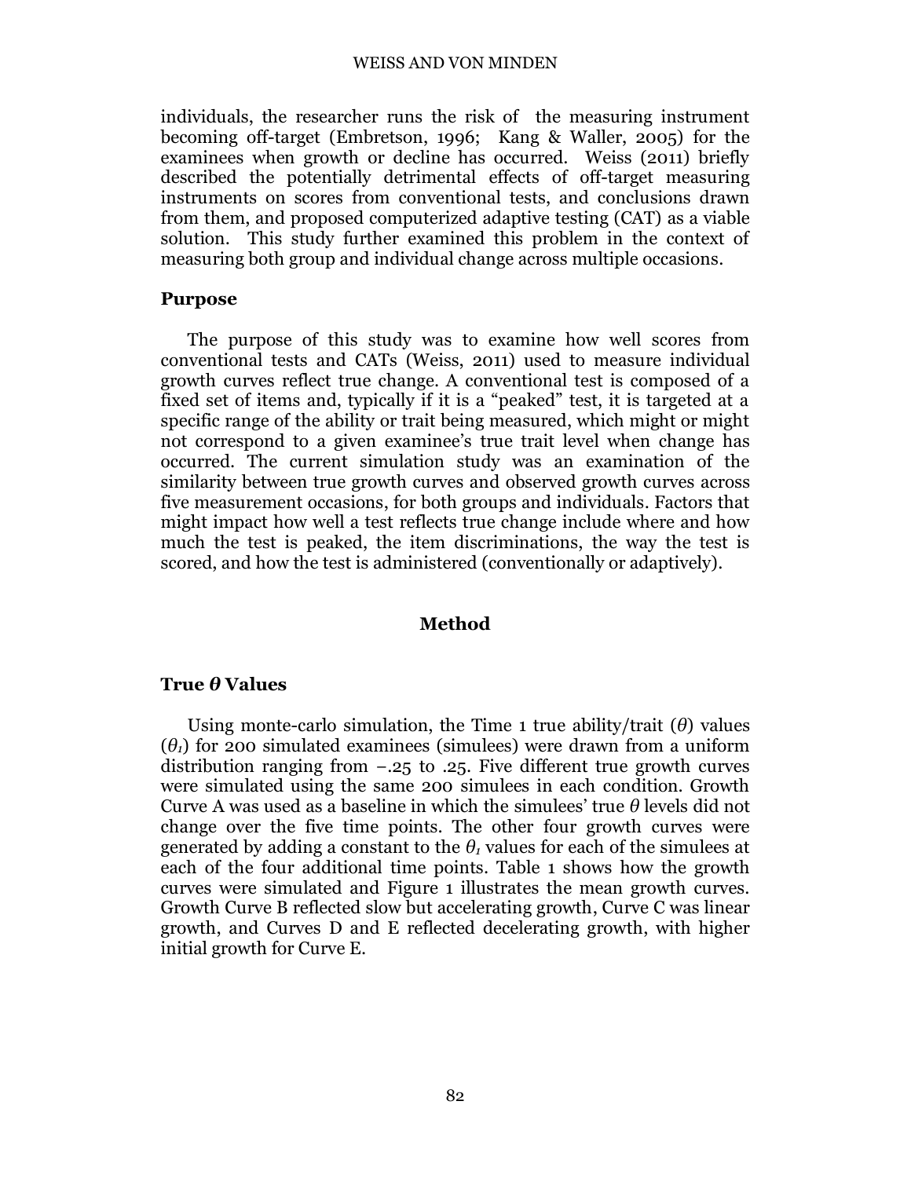individuals, the researcher runs the risk of the measuring instrument becoming off-target (Embretson, 1996; Kang & Waller, 2005) for the examinees when growth or decline has occurred. Weiss (2011) briefly described the potentially detrimental effects of off-target measuring instruments on scores from conventional tests, and conclusions drawn from them, and proposed computerized adaptive testing (CAT) as a viable solution. This study further examined this problem in the context of measuring both group and individual change across multiple occasions.

### Purpose

The purpose of this study was to examine how well scores from conventional tests and CATs (Weiss, 2011) used to measure individual growth curves reflect true change. A conventional test is composed of a fixed set of items and, typically if it is a "peaked" test, it is targeted at a specific range of the ability or trait being measured, which might or might not correspond to a given examinee's true trait level when change has occurred. The current simulation study was an examination of the similarity between true growth curves and observed growth curves across five measurement occasions, for both groups and individuals. Factors that might impact how well a test reflects true change include where and how much the test is peaked, the item discriminations, the way the test is scored, and how the test is administered (conventionally or adaptively).

## Method

### True $\theta$ Values

Using monte-carlo simulation, the Time 1 true ability/trait ($\theta$) values ($\theta_1$) for 200 simulated examinees (simulees) were drawn from a uniform distribution ranging from −.25 to .25. Five different true growth curves were simulated using the same 200 simulees in each condition. Growth Curve A was used as a baseline in which the simulees' true $\theta$ levels did not change over the five time points. The other four growth curves were generated by adding a constant to the $\theta_1$ values for each of the simulees at each of the four additional time points. Table 1 shows how the growth curves were simulated and Figure 1 illustrates the mean growth curves. Growth Curve B reflected slow but accelerating growth, Curve C was linear growth, and Curves D and E reflected decelerating growth, with higher initial growth for Curve E.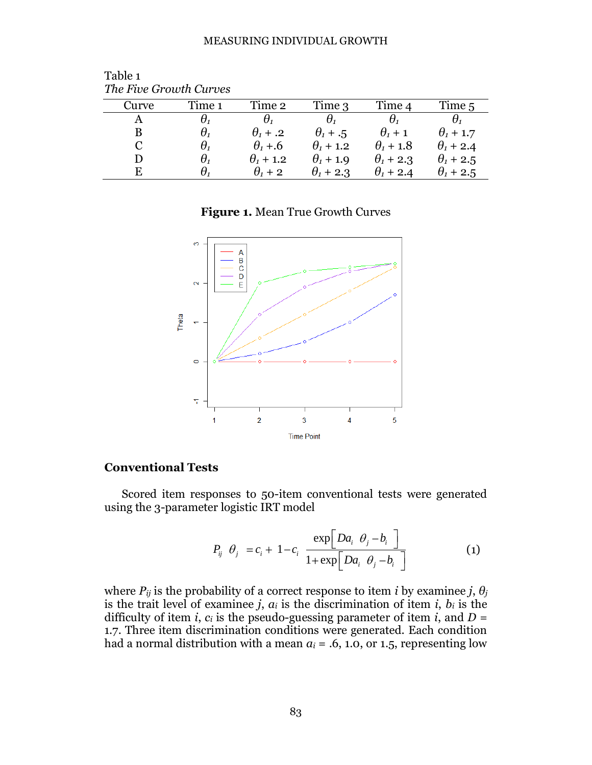Table 1

*The Five Growth Curves*

| Curve | Time 1 | Time 2 | Time 3 | Time 4 | Time 5 |
|---|---|---|---|---|---|
| A | $\theta_1$ | $\theta_1$ | $\theta_1$ | $\theta_1$ | $\theta_1$ |
| B | $\theta_1$ | $\theta_1$ + .2 | $\theta_1$ + .5 | $\theta_1$ + 1 | $\theta_1$ + 1.7 |
| C | $\theta_1$ | $\theta_1$ +.6 | $\theta_1$ + 1.2 | $\theta_1$ + 1.8 | $\theta_1$ + 2.4 |
| D | $\theta_1$ | $\theta_1$ + 1.2 | $\theta_1$ + 1.9 | $\theta_1$ + 2.3 | $\theta_1$ + 2.5 |
| E | $\theta_1$ | $\theta_1$ + 2 | $\theta_1$ + 2.3 | $\theta_1$ + 2.4 | $\theta_1$ + 2.5 |

**Figure 1.** Mean True Growth Curves

## Conventional Tests

Scored item responses to 50-item conventional tests were generated using the 3-parameter logistic IRT model

$$P_{ij}(\theta_j) = c_i + (1 - c_i)\frac{\exp\left[Da_i(\theta_j - b_i)\right]}{1 + \exp\left[Da_i(\theta_j - b_i)\right]} \quad (1)$$

where $P_{ij}$ is the probability of a correct response to item $i$ by examinee $j$, $\theta_j$ is the trait level of examinee $j$, $a_i$ is the discrimination of item $i$, $b_i$ is the difficulty of item $i$, $c_i$ is the pseudo-guessing parameter of item $i$, and $D$ = 1.7. Three item discrimination conditions were generated. Each condition had a normal distribution with a mean $a_i$ = .6, 1.0, or 1.5, representing low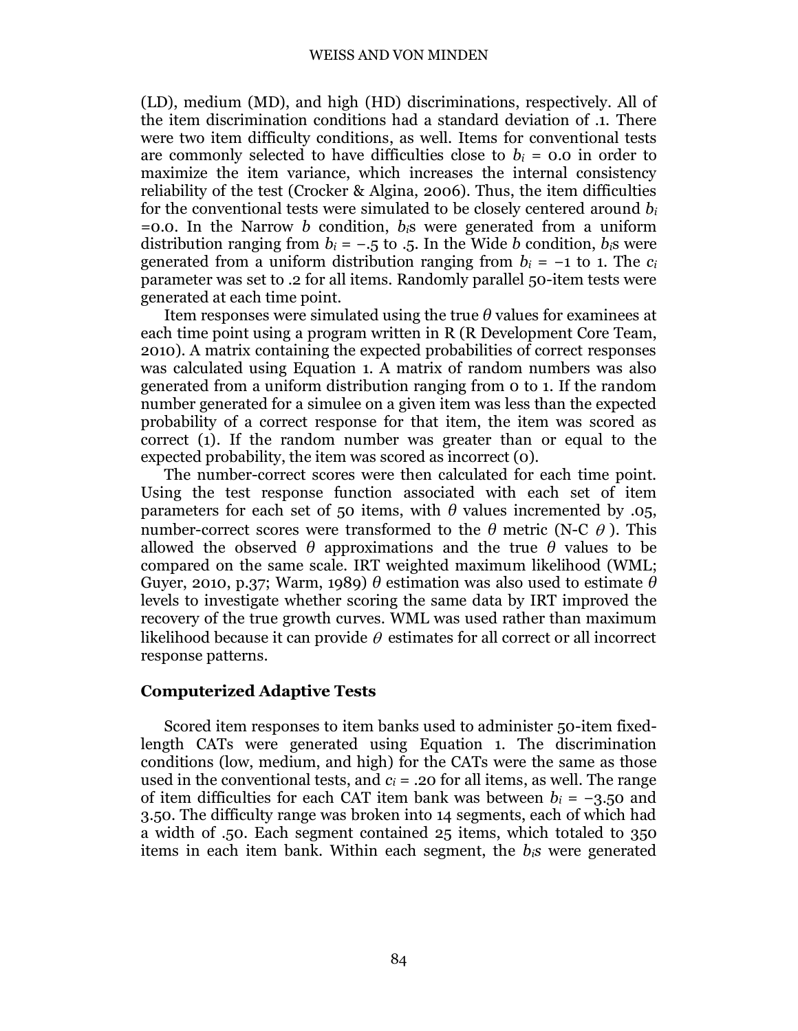(LD), medium (MD), and high (HD) discriminations, respectively. All of the item discrimination conditions had a standard deviation of .1. There were two item difficulty conditions, as well. Items for conventional tests are commonly selected to have difficulties close to $b_i$ = 0.0 in order to maximize the item variance, which increases the internal consistency reliability of the test (Crocker & Algina, 2006). Thus, the item difficulties for the conventional tests were simulated to be closely centered around $b_i$ =0.0. In the Narrow *b* condition, $b_i$s were generated from a uniform distribution ranging from $b_i = -.5$ to .5. In the Wide *b* condition, $b_i$s were generated from a uniform distribution ranging from $b_i = -1$ to 1. The $c_i$ parameter was set to .2 for all items. Randomly parallel 50-item tests were generated at each time point.

Item responses were simulated using the true $\theta$ values for examinees at each time point using a program written in R (R Development Core Team, 2010). A matrix containing the expected probabilities of correct responses was calculated using Equation 1. A matrix of random numbers was also generated from a uniform distribution ranging from 0 to 1. If the random number generated for a simulee on a given item was less than the expected probability of a correct response for that item, the item was scored as correct (1). If the random number was greater than or equal to the expected probability, the item was scored as incorrect (0).

The number-correct scores were then calculated for each time point. Using the test response function associated with each set of item parameters for each set of 50 items, with $\theta$ values incremented by .05, number-correct scores were transformed to the $\theta$ metric (N-C $\theta$). This allowed the observed $\theta$ approximations and the true $\theta$ values to be compared on the same scale. IRT weighted maximum likelihood (WML; Guyer, 2010, p.37; Warm, 1989) $\theta$ estimation was also used to estimate $\theta$ levels to investigate whether scoring the same data by IRT improved the recovery of the true growth curves. WML was used rather than maximum likelihood because it can provide $\theta$ estimates for all correct or all incorrect response patterns.

### Computerized Adaptive Tests

Scored item responses to item banks used to administer 50-item fixed-length CATs were generated using Equation 1. The discrimination conditions (low, medium, and high) for the CATs were the same as those used in the conventional tests, and $c_i$ = .20 for all items, as well. The range of item difficulties for each CAT item bank was between $b_i = -3.50$ and 3.50. The difficulty range was broken into 14 segments, each of which had a width of .50. Each segment contained 25 items, which totaled to 350 items in each item bank. Within each segment, the $b_i$*s* were generated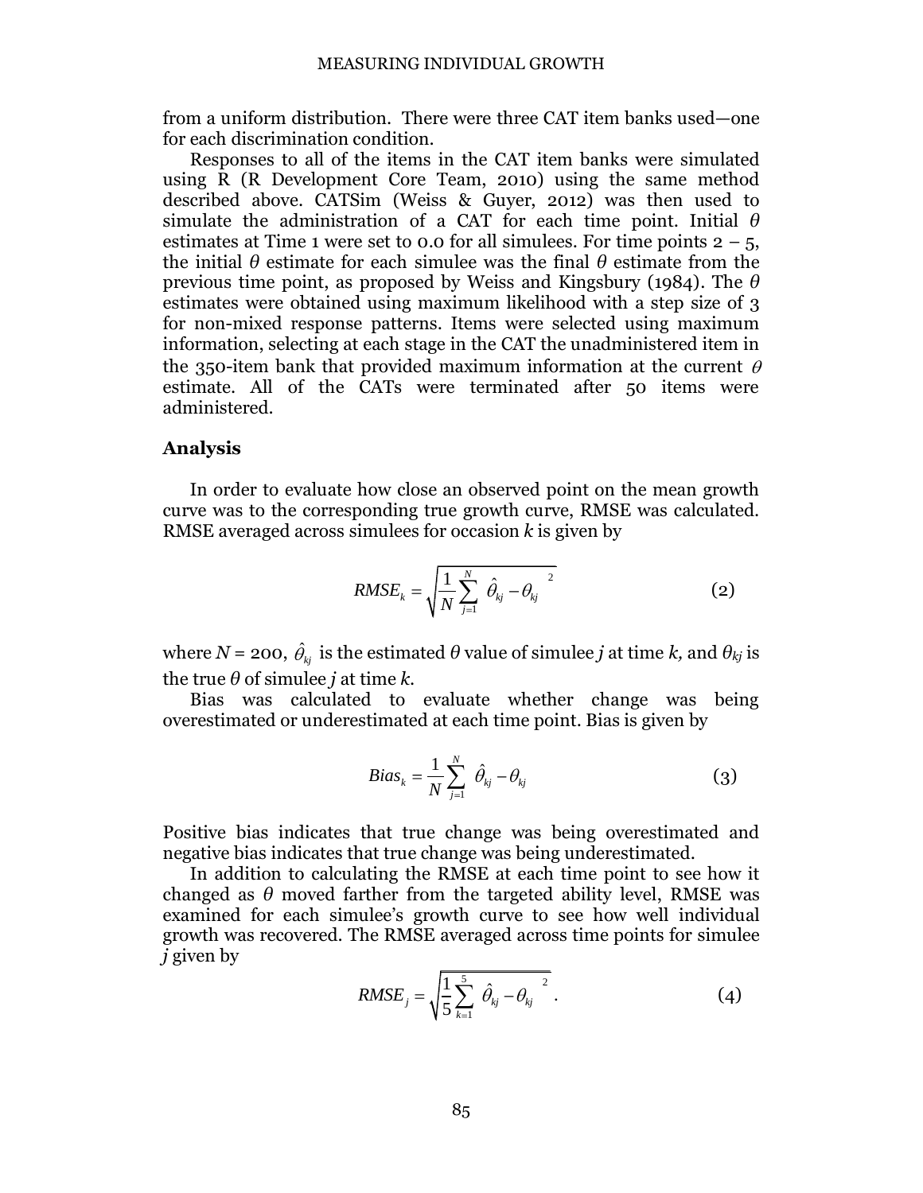from a uniform distribution. There were three CAT item banks used—one for each discrimination condition.

Responses to all of the items in the CAT item banks were simulated using R (R Development Core Team, 2010) using the same method described above. CATSim (Weiss & Guyer, 2012) was then used to simulate the administration of a CAT for each time point. Initial $\theta$ estimates at Time 1 were set to 0.0 for all simulees. For time points 2 – 5, the initial $\theta$ estimate for each simulee was the final $\theta$ estimate from the previous time point, as proposed by Weiss and Kingsbury (1984). The $\theta$ estimates were obtained using maximum likelihood with a step size of 3 for non-mixed response patterns. Items were selected using maximum information, selecting at each stage in the CAT the unadministered item in the 350-item bank that provided maximum information at the current $\theta$ estimate. All of the CATs were terminated after 50 items were administered.

## Analysis

In order to evaluate how close an observed point on the mean growth curve was to the corresponding true growth curve, RMSE was calculated. RMSE averaged across simulees for occasion *k* is given by

$$RMSE_k = \sqrt{\frac{1}{N}\sum_{j=1}^{N}\left(\hat{\theta}_{kj} - \theta_{kj}\right)^2} \tag{2}$$

where $N$ = 200, $\hat{\theta}_{kj}$ is the estimated $\theta$ value of simulee *j* at time *k*, and $\theta_{kj}$ is the true $\theta$ of simulee *j* at time *k*.

Bias was calculated to evaluate whether change was being overestimated or underestimated at each time point. Bias is given by

$$Bias_k = \frac{1}{N}\sum_{j=1}^{N}\left(\hat{\theta}_{kj} - \theta_{kj}\right) \tag{3}$$

Positive bias indicates that true change was being overestimated and negative bias indicates that true change was being underestimated.

In addition to calculating the RMSE at each time point to see how it changed as $\theta$ moved farther from the targeted ability level, RMSE was examined for each simulee's growth curve to see how well individual growth was recovered. The RMSE averaged across time points for simulee *j* given by

$$RMSE_j = \sqrt{\frac{1}{5}\sum_{k=1}^{5}\left(\hat{\theta}_{kj} - \theta_{kj}\right)^2}\,. \tag{4}$$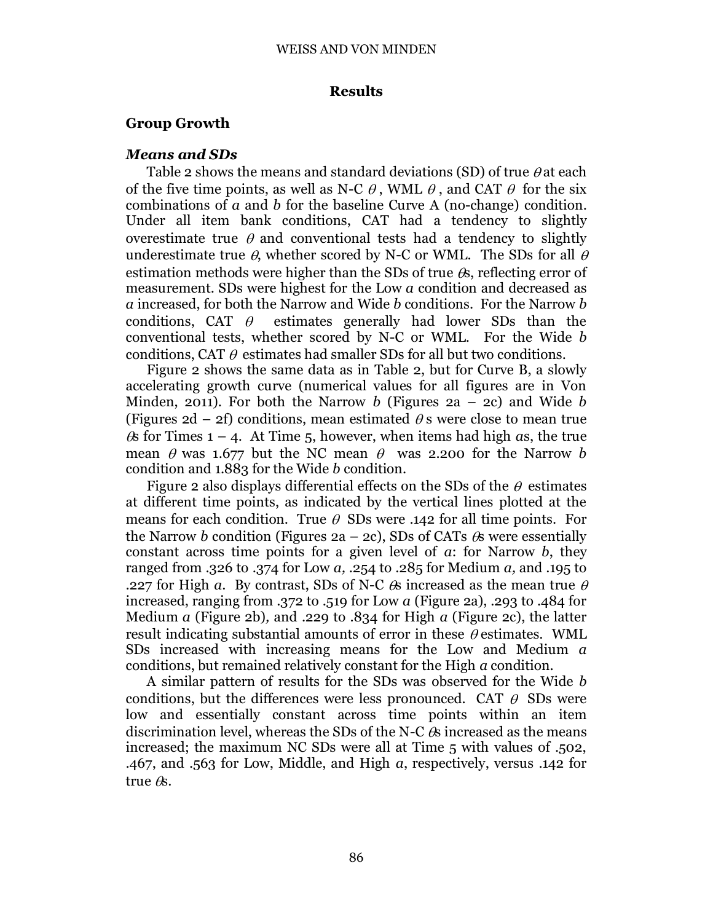## Results

### Group Growth

#### *Means and SDs*

Table 2 shows the means and standard deviations (SD) of true $\theta$ at each of the five time points, as well as N-C $\theta$, WML $\theta$, and CAT $\theta$ for the six combinations of *a* and *b* for the baseline Curve A (no-change) condition. Under all item bank conditions, CAT had a tendency to slightly overestimate true $\theta$ and conventional tests had a tendency to slightly underestimate true $\theta$, whether scored by N-C or WML. The SDs for all $\theta$ estimation methods were higher than the SDs of true $\theta$s, reflecting error of measurement. SDs were highest for the Low *a* condition and decreased as *a* increased, for both the Narrow and Wide *b* conditions. For the Narrow *b* conditions, CAT $\theta$ estimates generally had lower SDs than the conventional tests, whether scored by N-C or WML. For the Wide *b* conditions, CAT $\theta$ estimates had smaller SDs for all but two conditions.

Figure 2 shows the same data as in Table 2, but for Curve B, a slowly accelerating growth curve (numerical values for all figures are in Von Minden, 2011). For both the Narrow *b* (Figures 2a – 2c) and Wide *b* (Figures 2d – 2f) conditions, mean estimated $\theta$ s were close to mean true $\theta$s for Times 1 – 4. At Time 5, however, when items had high *a*s, the true mean $\theta$ was 1.677 but the NC mean $\theta$ was 2.200 for the Narrow *b* condition and 1.883 for the Wide *b* condition.

Figure 2 also displays differential effects on the SDs of the $\theta$ estimates at different time points, as indicated by the vertical lines plotted at the means for each condition. True $\theta$ SDs were .142 for all time points. For the Narrow *b* condition (Figures 2a – 2c), SDs of CATs $\theta$s were essentially constant across time points for a given level of *a*: for Narrow *b*, they ranged from .326 to .374 for Low *a*, .254 to .285 for Medium *a*, and .195 to .227 for High *a*. By contrast, SDs of N-C $\theta$s increased as the mean true $\theta$ increased, ranging from .372 to .519 for Low *a* (Figure 2a), .293 to .484 for Medium *a* (Figure 2b), and .229 to .834 for High *a* (Figure 2c), the latter result indicating substantial amounts of error in these $\theta$ estimates. WML SDs increased with increasing means for the Low and Medium *a* conditions, but remained relatively constant for the High *a* condition.

A similar pattern of results for the SDs was observed for the Wide *b* conditions, but the differences were less pronounced. CAT $\theta$ SDs were low and essentially constant across time points within an item discrimination level, whereas the SDs of the N-C $\theta$s increased as the means increased; the maximum NC SDs were all at Time 5 with values of .502, .467, and .563 for Low, Middle, and High *a*, respectively, versus .142 for true $\theta$s.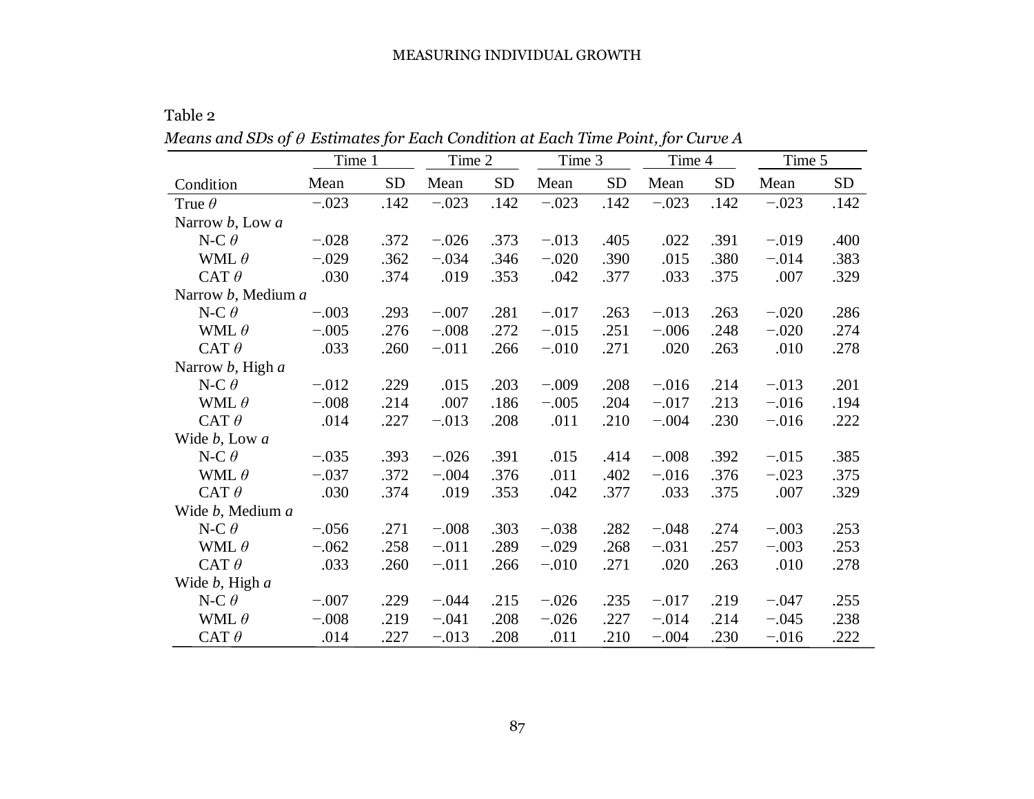Table 2

*Means and SDs of θ Estimates for Each Condition at Each Time Point, for Curve A*

| Condition | Time 1 | | Time 2 | | Time 3 | | Time 4 | | Time 5 | |
|---|---|---|---|---|---|---|---|---|---|---|
| | Mean | SD | Mean | SD | Mean | SD | Mean | SD | Mean | SD |
| True $\theta$ | −.023 | .142 | −.023 | .142 | −.023 | .142 | −.023 | .142 | −.023 | .142 |
| Narrow *b*, Low *a* | | | | | | | | | | |
| N-C $\theta$ | −.028 | .372 | −.026 | .373 | −.013 | .405 | .022 | .391 | −.019 | .400 |
| WML $\theta$ | −.029 | .362 | −.034 | .346 | −.020 | .390 | .015 | .380 | −.014 | .383 |
| CAT $\theta$ | .030 | .374 | .019 | .353 | .042 | .377 | .033 | .375 | .007 | .329 |
| Narrow *b*, Medium *a* | | | | | | | | | | |
| N-C $\theta$ | −.003 | .293 | −.007 | .281 | −.017 | .263 | −.013 | .263 | −.020 | .286 |
| WML $\theta$ | −.005 | .276 | −.008 | .272 | −.015 | .251 | −.006 | .248 | −.020 | .274 |
| CAT $\theta$ | .033 | .260 | −.011 | .266 | −.010 | .271 | .020 | .263 | .010 | .278 |
| Narrow *b*, High *a* | | | | | | | | | | |
| N-C $\theta$ | −.012 | .229 | .015 | .203 | −.009 | .208 | −.016 | .214 | −.013 | .201 |
| WML $\theta$ | −.008 | .214 | .007 | .186 | −.005 | .204 | −.017 | .213 | −.016 | .194 |
| CAT $\theta$ | .014 | .227 | −.013 | .208 | .011 | .210 | −.004 | .230 | −.016 | .222 |
| Wide *b*, Low *a* | | | | | | | | | | |
| N-C $\theta$ | −.035 | .393 | −.026 | .391 | .015 | .414 | −.008 | .392 | −.015 | .385 |
| WML $\theta$ | −.037 | .372 | −.004 | .376 | .011 | .402 | −.016 | .376 | −.023 | .375 |
| CAT $\theta$ | .030 | .374 | .019 | .353 | .042 | .377 | .033 | .375 | .007 | .329 |
| Wide *b*, Medium *a* | | | | | | | | | | |
| N-C $\theta$ | −.056 | .271 | −.008 | .303 | −.038 | .282 | −.048 | .274 | −.003 | .253 |
| WML $\theta$ | −.062 | .258 | −.011 | .289 | −.029 | .268 | −.031 | .257 | −.003 | .253 |
| CAT $\theta$ | .033 | .260 | −.011 | .266 | −.010 | .271 | .020 | .263 | .010 | .278 |
| Wide *b*, High *a* | | | | | | | | | | |
| N-C $\theta$ | −.007 | .229 | −.044 | .215 | −.026 | .235 | −.017 | .219 | −.047 | .255 |
| WML $\theta$ | −.008 | .219 | −.041 | .208 | −.026 | .227 | −.014 | .214 | −.045 | .238 |
| CAT $\theta$ | .014 | .227 | −.013 | .208 | .011 | .210 | −.004 | .230 | −.016 | .222 |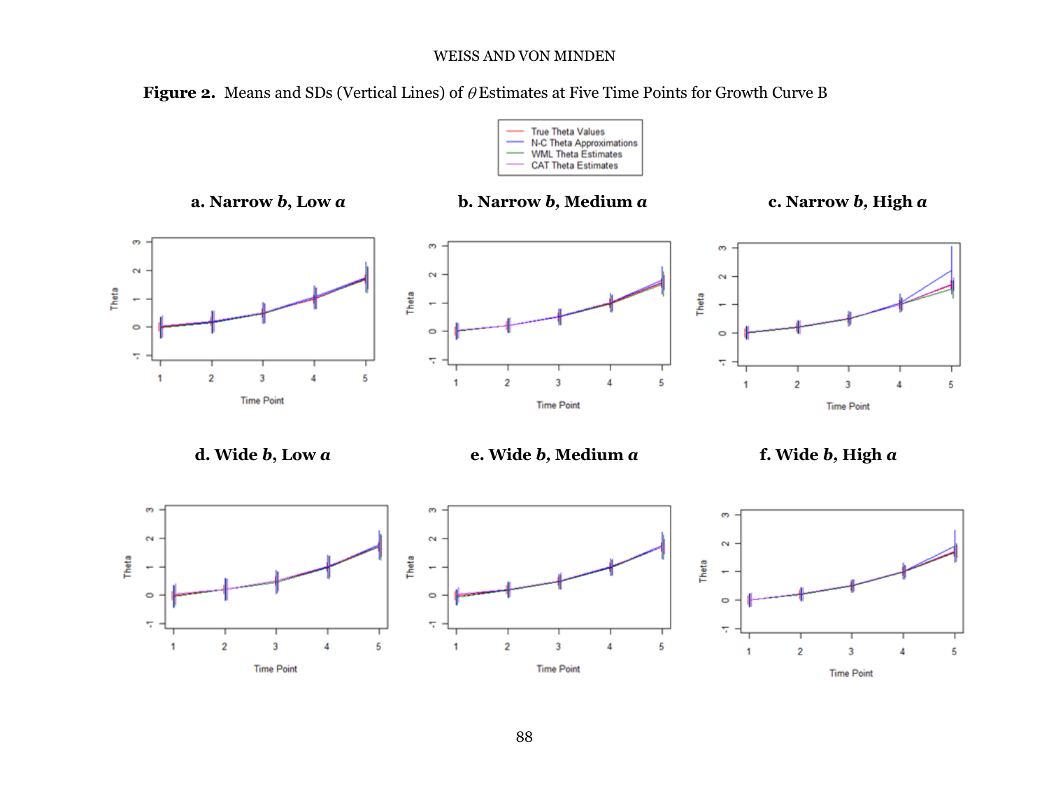**Figure 2.** Means and SDs (Vertical Lines) of $\theta$ Estimates at Five Time Points for Growth Curve B

**a. Narrow *b*, Low *a*** | **b. Narrow *b*, Medium *a*** | **c. Narrow *b*, High *a***

**d. Wide *b*, Low *a*** | **e. Wide *b*, Medium *a*** | **f. Wide *b*, High *a***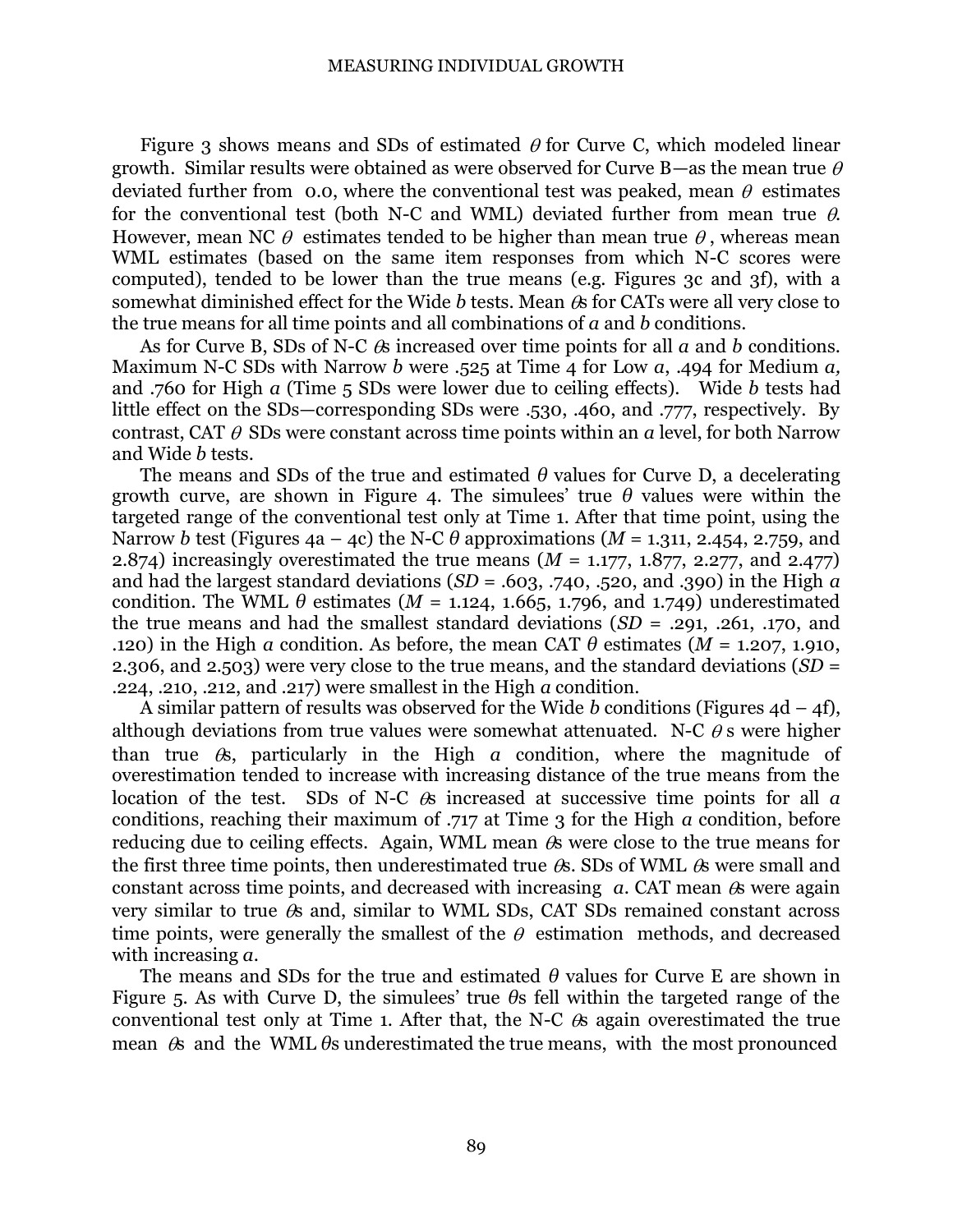Figure 3 shows means and SDs of estimated $\theta$ for Curve C, which modeled linear growth. Similar results were obtained as were observed for Curve B—as the mean true $\theta$ deviated further from 0.0, where the conventional test was peaked, mean $\theta$ estimates for the conventional test (both N-C and WML) deviated further from mean true $\theta$. However, mean NC $\theta$ estimates tended to be higher than mean true $\theta$, whereas mean WML estimates (based on the same item responses from which N-C scores were computed), tended to be lower than the true means (e.g. Figures 3c and 3f), with a somewhat diminished effect for the Wide *b* tests. Mean $\theta$s for CATs were all very close to the true means for all time points and all combinations of *a* and *b* conditions.

As for Curve B, SDs of N-C $\theta$s increased over time points for all *a* and *b* conditions. Maximum N-C SDs with Narrow *b* were .525 at Time 4 for Low *a*, .494 for Medium *a*, and .760 for High *a* (Time 5 SDs were lower due to ceiling effects). Wide *b* tests had little effect on the SDs—corresponding SDs were .530, .460, and .777, respectively. By contrast, CAT $\theta$ SDs were constant across time points within an *a* level, for both Narrow and Wide *b* tests.

The means and SDs of the true and estimated $\theta$ values for Curve D, a decelerating growth curve, are shown in Figure 4. The simulees' true $\theta$ values were within the targeted range of the conventional test only at Time 1. After that time point, using the Narrow *b* test (Figures 4a – 4c) the N-C $\theta$ approximations (*M* = 1.311, 2.454, 2.759, and 2.874) increasingly overestimated the true means (*M* = 1.177, 1.877, 2.277, and 2.477) and had the largest standard deviations (*SD* = .603, .740, .520, and .390) in the High *a* condition. The WML $\theta$ estimates (*M* = 1.124, 1.665, 1.796, and 1.749) underestimated the true means and had the smallest standard deviations (*SD* = .291, .261, .170, and .120) in the High *a* condition. As before, the mean CAT $\theta$ estimates (*M* = 1.207, 1.910, 2.306, and 2.503) were very close to the true means, and the standard deviations (*SD* = .224, .210, .212, and .217) were smallest in the High *a* condition.

A similar pattern of results was observed for the Wide *b* conditions (Figures 4d – 4f), although deviations from true values were somewhat attenuated. N-C $\theta$s were higher than true $\theta$s, particularly in the High *a* condition, where the magnitude of overestimation tended to increase with increasing distance of the true means from the location of the test. SDs of N-C $\theta$s increased at successive time points for all *a* conditions, reaching their maximum of .717 at Time 3 for the High *a* condition, before reducing due to ceiling effects. Again, WML mean $\theta$s were close to the true means for the first three time points, then underestimated true $\theta$s. SDs of WML $\theta$s were small and constant across time points, and decreased with increasing *a*. CAT mean $\theta$s were again very similar to true $\theta$s and, similar to WML SDs, CAT SDs remained constant across time points, were generally the smallest of the $\theta$ estimation methods, and decreased with increasing *a*.

The means and SDs for the true and estimated $\theta$ values for Curve E are shown in Figure 5. As with Curve D, the simulees' true $\theta$s fell within the targeted range of the conventional test only at Time 1. After that, the N-C $\theta$s again overestimated the true mean $\theta$s and the WML $\theta$s underestimated the true means, with the most pronounced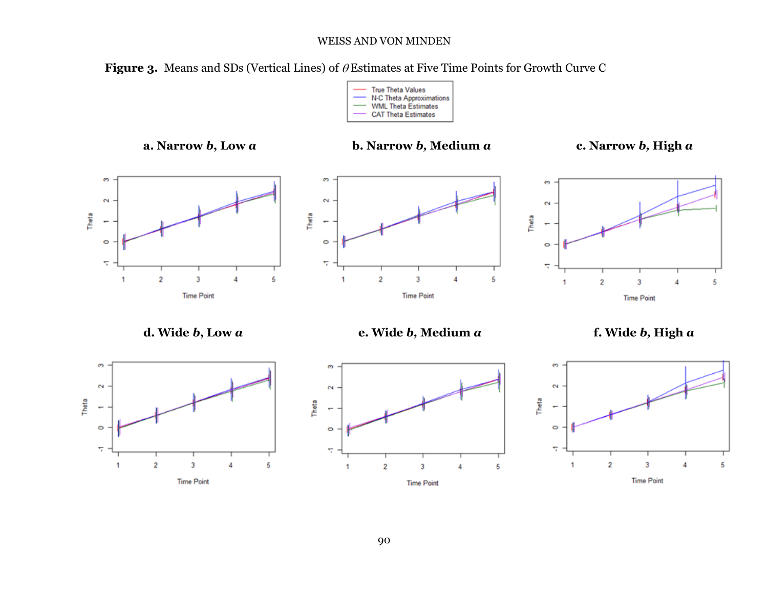**Figure 3.** Means and SDs (Vertical Lines) of $\theta$ Estimates at Five Time Points for Growth Curve C

True Theta Values
N-C Theta Approximations
WML Theta Estimates
CAT Theta Estimates

**a. Narrow *b*, Low *a***

**b. Narrow *b*, Medium *a***

**c. Narrow *b*, High *a***

**d. Wide *b*, Low *a***

**e. Wide *b*, Medium *a***

**f. Wide *b*, High *a***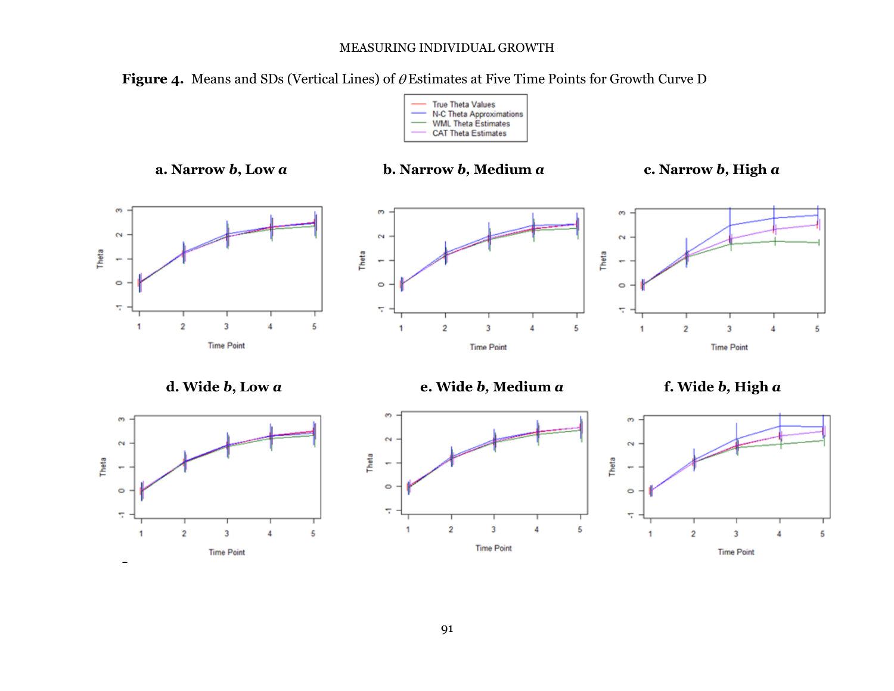**Figure 4.** Means and SDs (Vertical Lines) of $\theta$ Estimates at Five Time Points for Growth Curve D

True Theta Values
N-C Theta Approximations
WML Theta Estimates
CAT Theta Estimates

**a. Narrow *b*, Low *a***

**b. Narrow *b*, Medium *a***

**c. Narrow *b*, High *a***

**d. Wide *b*, Low *a***

**e. Wide *b*, Medium *a***

**f. Wide *b*, High *a***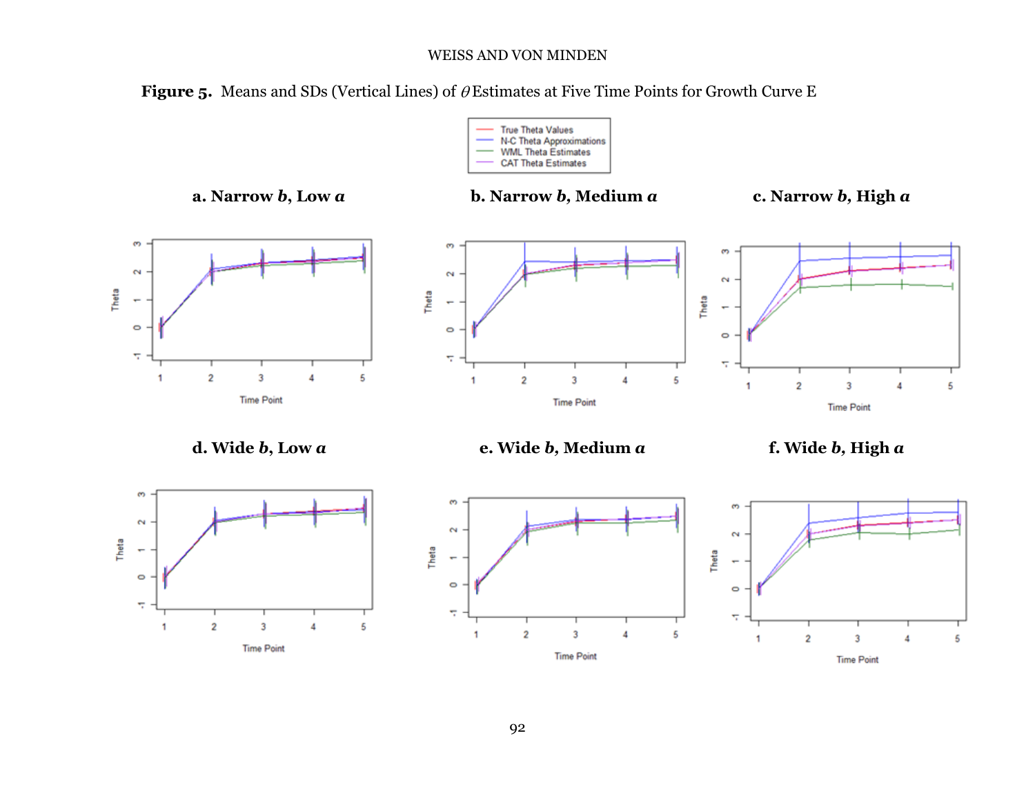**Figure 5.** Means and SDs (Vertical Lines) of $\theta$ Estimates at Five Time Points for Growth Curve E

**a. Narrow *b*, Low *a***

**b. Narrow *b*, Medium *a***

**c. Narrow *b*, High *a***

**d. Wide *b*, Low *a***

**e. Wide *b*, Medium *a***

**f. Wide *b*, High *a***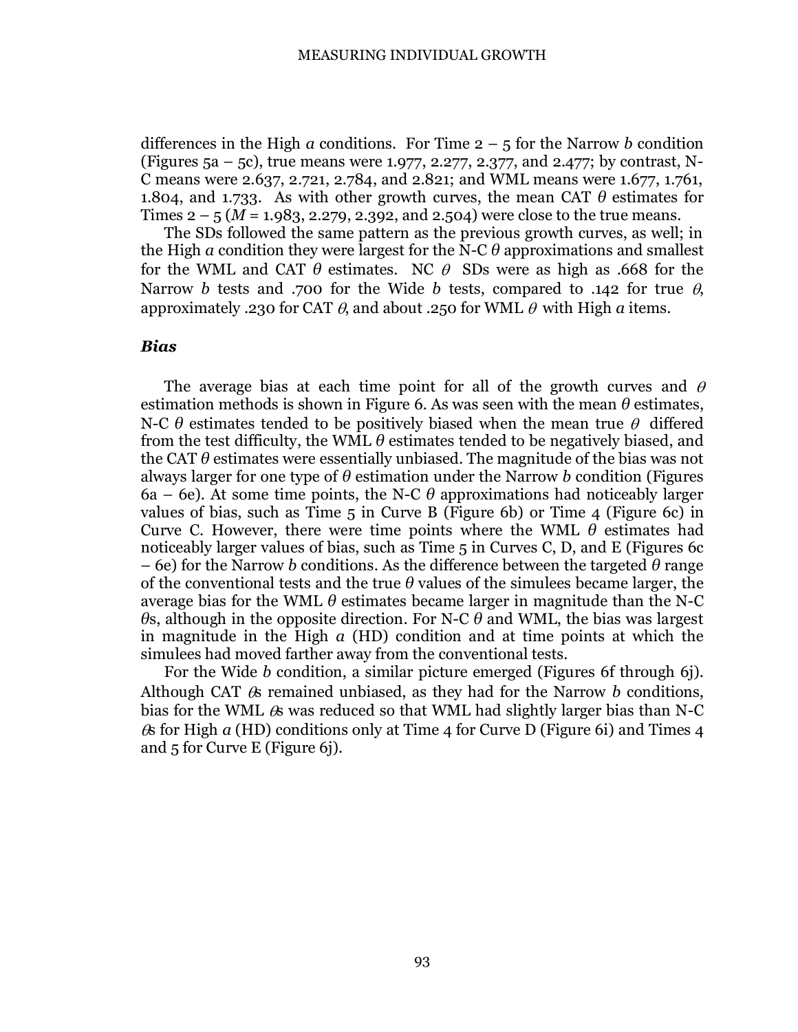differences in the High *a* conditions. For Time 2 – 5 for the Narrow *b* condition (Figures 5a – 5c), true means were 1.977, 2.277, 2.377, and 2.477; by contrast, N-C means were 2.637, 2.721, 2.784, and 2.821; and WML means were 1.677, 1.761, 1.804, and 1.733. As with other growth curves, the mean CAT $\theta$ estimates for Times 2 – 5 ($M$ = 1.983, 2.279, 2.392, and 2.504) were close to the true means.

The SDs followed the same pattern as the previous growth curves, as well; in the High *a* condition they were largest for the N-C $\theta$ approximations and smallest for the WML and CAT $\theta$ estimates. NC $\theta$ SDs were as high as .668 for the Narrow *b* tests and .700 for the Wide *b* tests, compared to .142 for true $\theta$, approximately .230 for CAT $\theta$, and about .250 for WML $\theta$ with High *a* items.

### *Bias*

The average bias at each time point for all of the growth curves and $\theta$ estimation methods is shown in Figure 6. As was seen with the mean $\theta$ estimates, N-C $\theta$ estimates tended to be positively biased when the mean true $\theta$ differed from the test difficulty, the WML $\theta$ estimates tended to be negatively biased, and the CAT $\theta$ estimates were essentially unbiased. The magnitude of the bias was not always larger for one type of $\theta$ estimation under the Narrow *b* condition (Figures 6a – 6e). At some time points, the N-C $\theta$ approximations had noticeably larger values of bias, such as Time 5 in Curve B (Figure 6b) or Time 4 (Figure 6c) in Curve C. However, there were time points where the WML $\theta$ estimates had noticeably larger values of bias, such as Time 5 in Curves C, D, and E (Figures 6c – 6e) for the Narrow *b* conditions. As the difference between the targeted $\theta$ range of the conventional tests and the true $\theta$ values of the simulees became larger, the average bias for the WML $\theta$ estimates became larger in magnitude than the N-C $\theta$s, although in the opposite direction. For N-C $\theta$ and WML, the bias was largest in magnitude in the High *a* (HD) condition and at time points at which the simulees had moved farther away from the conventional tests.

For the Wide *b* condition, a similar picture emerged (Figures 6f through 6j). Although CAT $\theta$s remained unbiased, as they had for the Narrow *b* conditions, bias for the WML $\theta$s was reduced so that WML had slightly larger bias than N-C $\theta$s for High *a* (HD) conditions only at Time 4 for Curve D (Figure 6i) and Times 4 and 5 for Curve E (Figure 6j).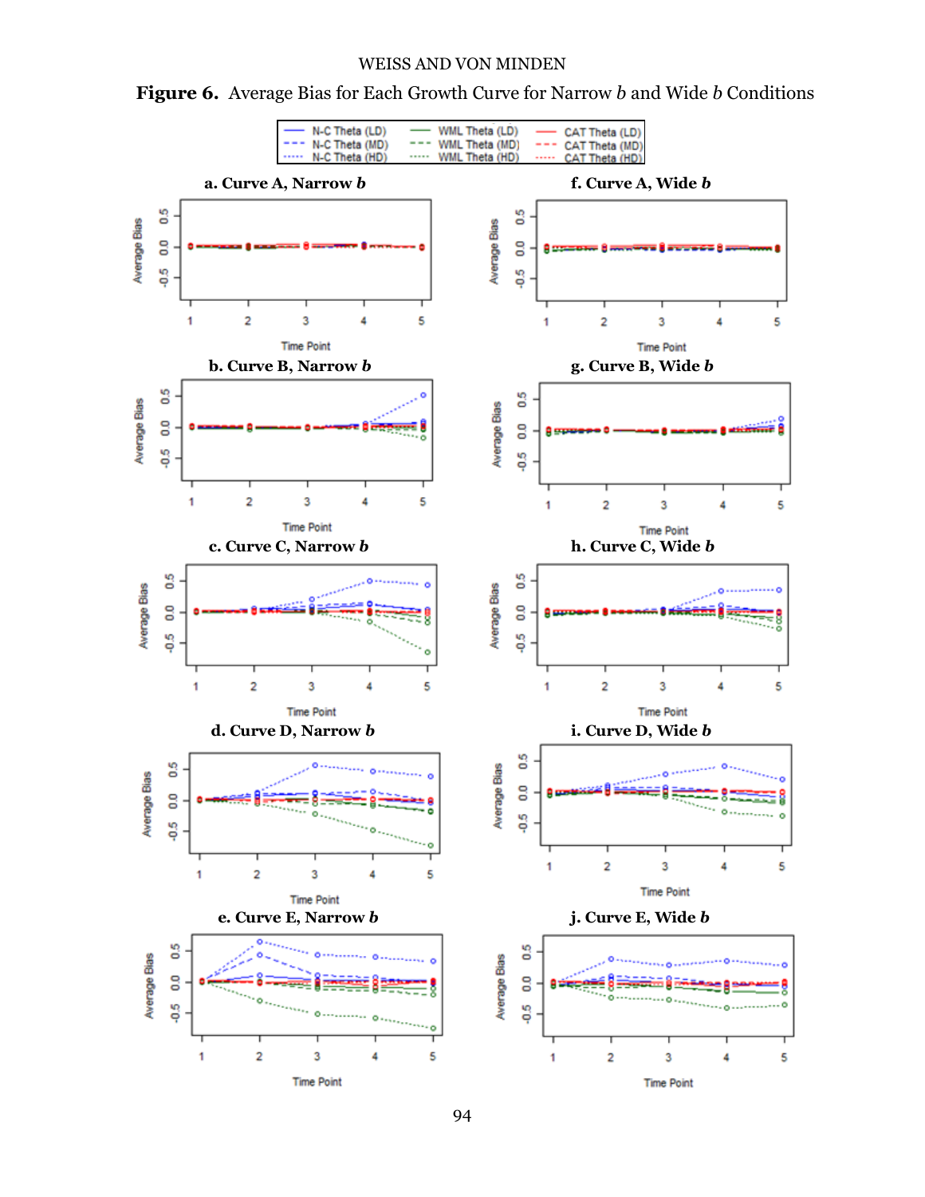**Figure 6.** Average Bias for Each Growth Curve for Narrow *b* and Wide *b* Conditions

N-C Theta (LD) | N-C Theta (MD) | N-C Theta (HD) | WML Theta (LD) | WML Theta (MD) | WML Theta (HD) | CAT Theta (LD) | CAT Theta (MD) | CAT Theta (HD)

**a. Curve A, Narrow *b***

**f. Curve A, Wide *b***

**b. Curve B, Narrow *b***

**g. Curve B, Wide *b***

**c. Curve C, Narrow *b***

**h. Curve C, Wide *b***

**d. Curve D, Narrow *b***

**i. Curve D, Wide *b***

**e. Curve E, Narrow *b***

**j. Curve E, Wide *b***

Average Bias

Time Point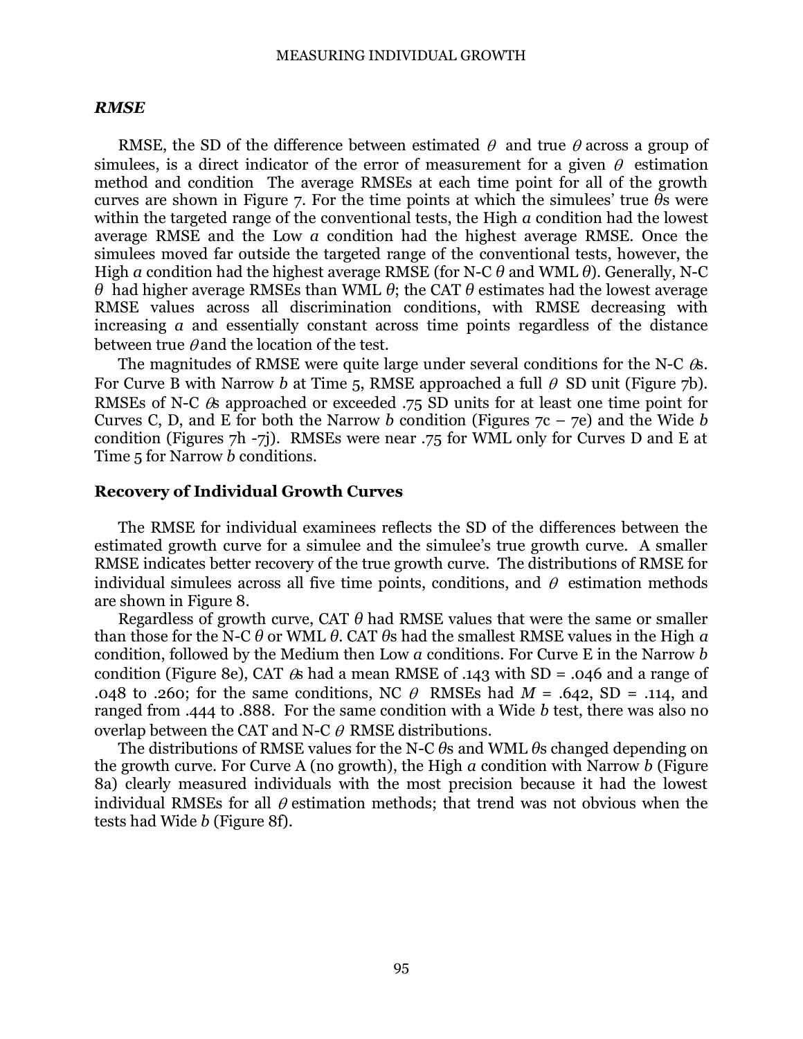### *RMSE*

RMSE, the SD of the difference between estimated $\theta$ and true $\theta$ across a group of simulees, is a direct indicator of the error of measurement for a given $\theta$ estimation method and condition The average RMSEs at each time point for all of the growth curves are shown in Figure 7. For the time points at which the simulees' true $\theta$s were within the targeted range of the conventional tests, the High *a* condition had the lowest average RMSE and the Low *a* condition had the highest average RMSE. Once the simulees moved far outside the targeted range of the conventional tests, however, the High *a* condition had the highest average RMSE (for N-C $\theta$ and WML $\theta$). Generally, N-C $\theta$ had higher average RMSEs than WML $\theta$; the CAT $\theta$ estimates had the lowest average RMSE values across all discrimination conditions, with RMSE decreasing with increasing *a* and essentially constant across time points regardless of the distance between true $\theta$ and the location of the test.

The magnitudes of RMSE were quite large under several conditions for the N-C $\theta$s. For Curve B with Narrow *b* at Time 5, RMSE approached a full $\theta$ SD unit (Figure 7b). RMSEs of N-C $\theta$s approached or exceeded .75 SD units for at least one time point for Curves C, D, and E for both the Narrow *b* condition (Figures 7c – 7e) and the Wide *b* condition (Figures 7h -7j). RMSEs were near .75 for WML only for Curves D and E at Time 5 for Narrow *b* conditions.

## Recovery of Individual Growth Curves

The RMSE for individual examinees reflects the SD of the differences between the estimated growth curve for a simulee and the simulee's true growth curve. A smaller RMSE indicates better recovery of the true growth curve. The distributions of RMSE for individual simulees across all five time points, conditions, and $\theta$ estimation methods are shown in Figure 8.

Regardless of growth curve, CAT $\theta$ had RMSE values that were the same or smaller than those for the N-C $\theta$ or WML $\theta$. CAT $\theta$s had the smallest RMSE values in the High *a* condition, followed by the Medium then Low *a* conditions. For Curve E in the Narrow *b* condition (Figure 8e), CAT $\theta$s had a mean RMSE of .143 with SD = .046 and a range of .048 to .260; for the same conditions, NC $\theta$ RMSEs had $M$ = .642, SD = .114, and ranged from .444 to .888. For the same condition with a Wide *b* test, there was also no overlap between the CAT and N-C $\theta$ RMSE distributions.

The distributions of RMSE values for the N-C $\theta$s and WML $\theta$s changed depending on the growth curve. For Curve A (no growth), the High *a* condition with Narrow *b* (Figure 8a) clearly measured individuals with the most precision because it had the lowest individual RMSEs for all $\theta$ estimation methods; that trend was not obvious when the tests had Wide *b* (Figure 8f).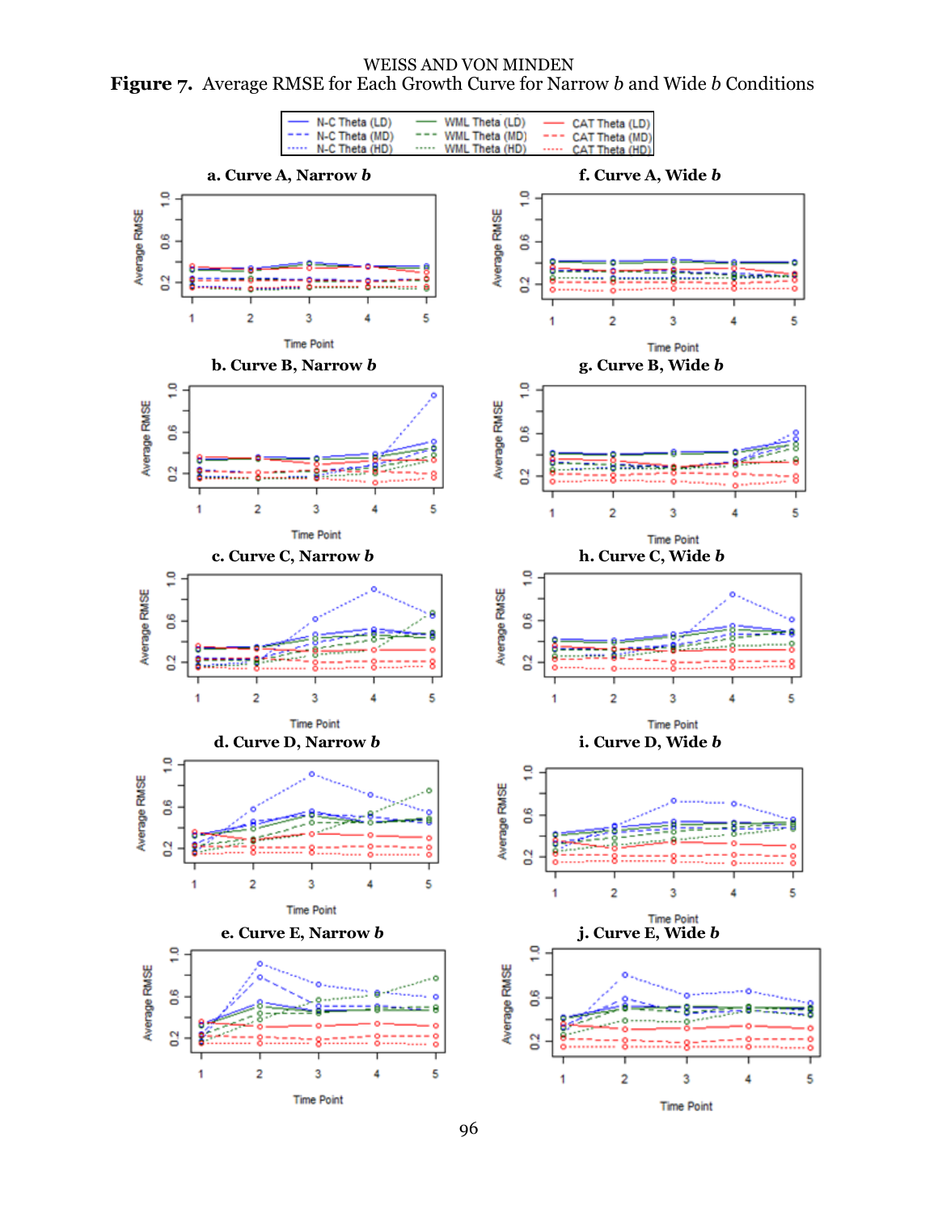**Figure 7.** Average RMSE for Each Growth Curve for Narrow *b* and Wide *b* Conditions

N-C Theta (LD) | N-C Theta (MD) | N-C Theta (HD) | WML Theta (LD) | WML Theta (MD) | WML Theta (HD) | CAT Theta (LD) | CAT Theta (MD) | CAT Theta (HD)

**a. Curve A, Narrow *b***

**f. Curve A, Wide *b***

**b. Curve B, Narrow *b***

**g. Curve B, Wide *b***

**c. Curve C, Narrow *b***

**h. Curve C, Wide *b***

**d. Curve D, Narrow *b***

**i. Curve D, Wide *b***

**e. Curve E, Narrow *b***

**j. Curve E, Wide *b***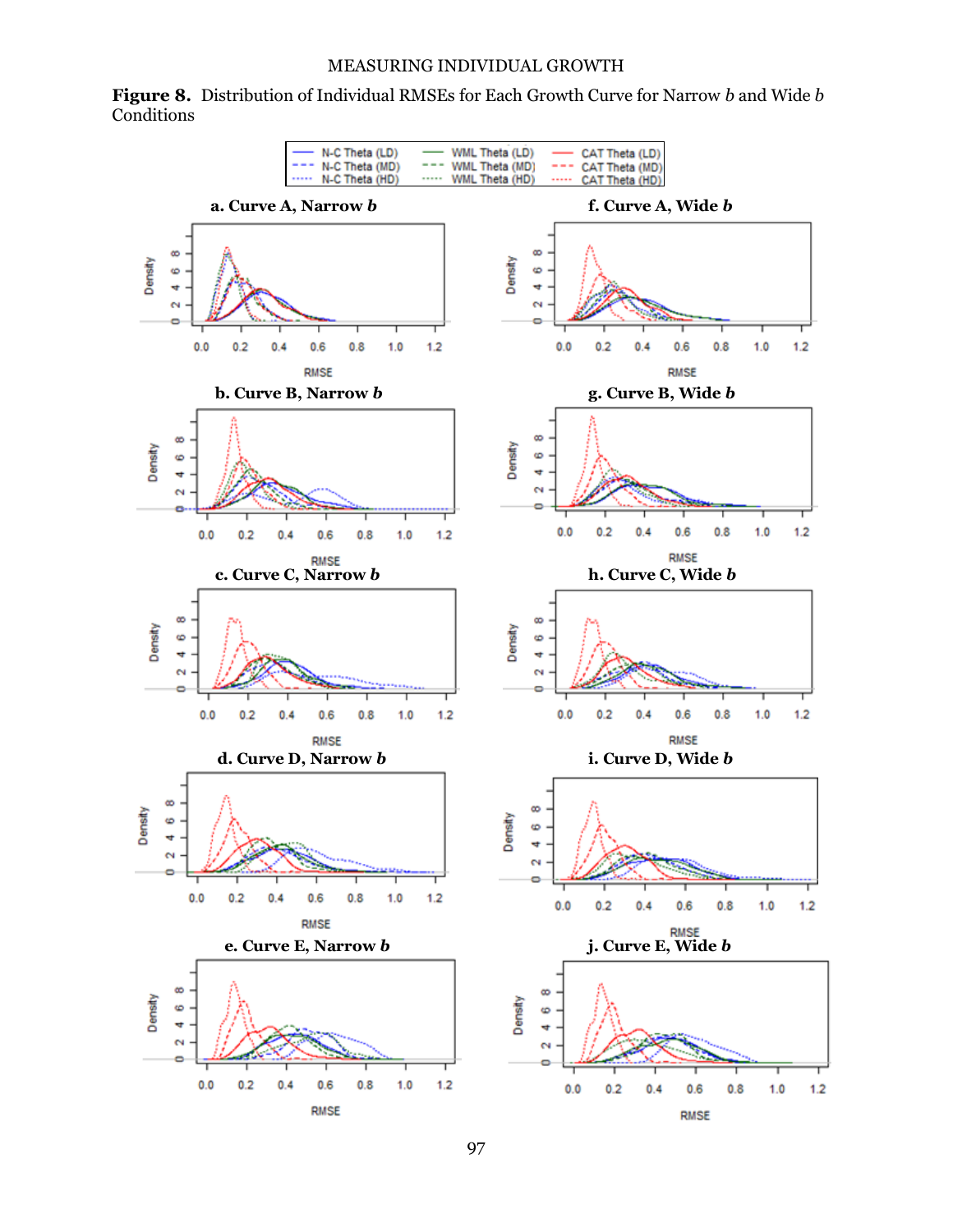**Figure 8.** Distribution of Individual RMSEs for Each Growth Curve for Narrow *b* and Wide *b* Conditions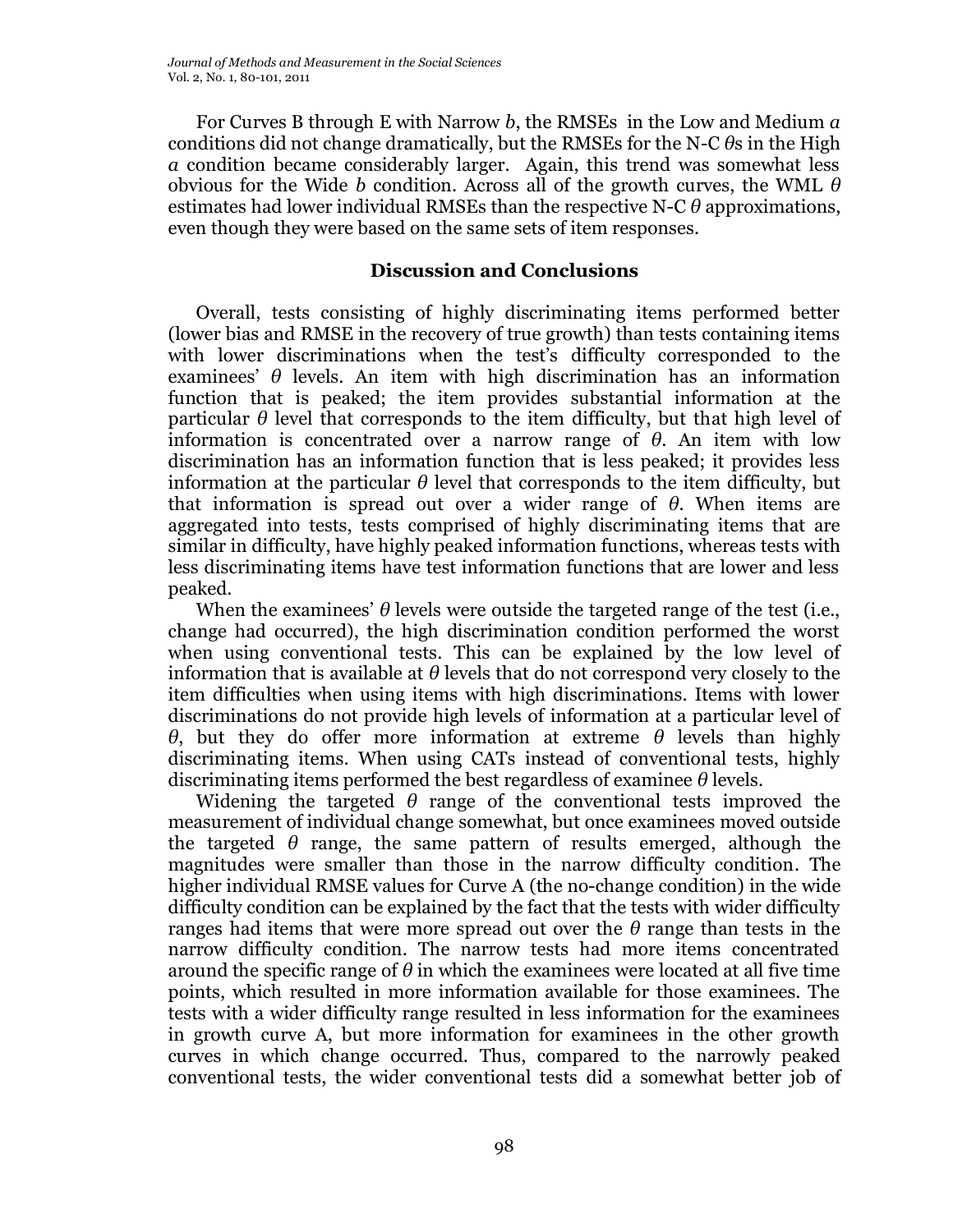For Curves B through E with Narrow *b*, the RMSEs in the Low and Medium *a* conditions did not change dramatically, but the RMSEs for the N-C $\theta$s in the High *a* condition became considerably larger. Again, this trend was somewhat less obvious for the Wide *b* condition. Across all of the growth curves, the WML $\theta$ estimates had lower individual RMSEs than the respective N-C $\theta$ approximations, even though they were based on the same sets of item responses.

## Discussion and Conclusions

Overall, tests consisting of highly discriminating items performed better (lower bias and RMSE in the recovery of true growth) than tests containing items with lower discriminations when the test's difficulty corresponded to the examinees' $\theta$ levels. An item with high discrimination has an information function that is peaked; the item provides substantial information at the particular $\theta$ level that corresponds to the item difficulty, but that high level of information is concentrated over a narrow range of $\theta$. An item with low discrimination has an information function that is less peaked; it provides less information at the particular $\theta$ level that corresponds to the item difficulty, but that information is spread out over a wider range of $\theta$. When items are aggregated into tests, tests comprised of highly discriminating items that are similar in difficulty, have highly peaked information functions, whereas tests with less discriminating items have test information functions that are lower and less peaked.

When the examinees' $\theta$ levels were outside the targeted range of the test (i.e., change had occurred), the high discrimination condition performed the worst when using conventional tests. This can be explained by the low level of information that is available at $\theta$ levels that do not correspond very closely to the item difficulties when using items with high discriminations. Items with lower discriminations do not provide high levels of information at a particular level of $\theta$, but they do offer more information at extreme $\theta$ levels than highly discriminating items. When using CATs instead of conventional tests, highly discriminating items performed the best regardless of examinee $\theta$ levels.

Widening the targeted $\theta$ range of the conventional tests improved the measurement of individual change somewhat, but once examinees moved outside the targeted $\theta$ range, the same pattern of results emerged, although the magnitudes were smaller than those in the narrow difficulty condition. The higher individual RMSE values for Curve A (the no-change condition) in the wide difficulty condition can be explained by the fact that the tests with wider difficulty ranges had items that were more spread out over the $\theta$ range than tests in the narrow difficulty condition. The narrow tests had more items concentrated around the specific range of $\theta$ in which the examinees were located at all five time points, which resulted in more information available for those examinees. The tests with a wider difficulty range resulted in less information for the examinees in growth curve A, but more information for examinees in the other growth curves in which change occurred. Thus, compared to the narrowly peaked conventional tests, the wider conventional tests did a somewhat better job of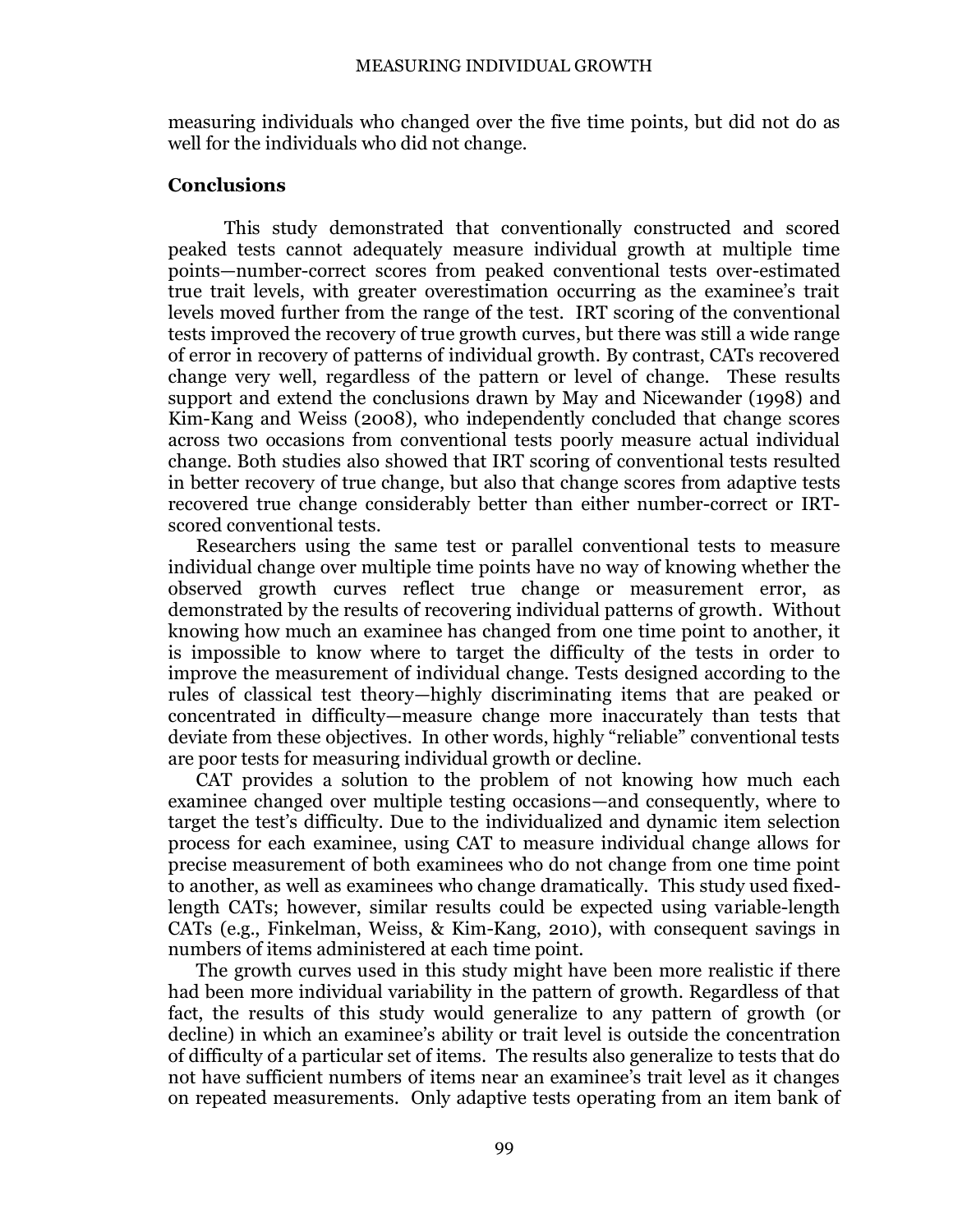measuring individuals who changed over the five time points, but did not do as well for the individuals who did not change.

## Conclusions

This study demonstrated that conventionally constructed and scored peaked tests cannot adequately measure individual growth at multiple time points—number-correct scores from peaked conventional tests over-estimated true trait levels, with greater overestimation occurring as the examinee's trait levels moved further from the range of the test. IRT scoring of the conventional tests improved the recovery of true growth curves, but there was still a wide range of error in recovery of patterns of individual growth. By contrast, CATs recovered change very well, regardless of the pattern or level of change. These results support and extend the conclusions drawn by May and Nicewander (1998) and Kim-Kang and Weiss (2008), who independently concluded that change scores across two occasions from conventional tests poorly measure actual individual change. Both studies also showed that IRT scoring of conventional tests resulted in better recovery of true change, but also that change scores from adaptive tests recovered true change considerably better than either number-correct or IRT-scored conventional tests.

Researchers using the same test or parallel conventional tests to measure individual change over multiple time points have no way of knowing whether the observed growth curves reflect true change or measurement error, as demonstrated by the results of recovering individual patterns of growth. Without knowing how much an examinee has changed from one time point to another, it is impossible to know where to target the difficulty of the tests in order to improve the measurement of individual change. Tests designed according to the rules of classical test theory—highly discriminating items that are peaked or concentrated in difficulty—measure change more inaccurately than tests that deviate from these objectives. In other words, highly "reliable" conventional tests are poor tests for measuring individual growth or decline.

CAT provides a solution to the problem of not knowing how much each examinee changed over multiple testing occasions—and consequently, where to target the test's difficulty. Due to the individualized and dynamic item selection process for each examinee, using CAT to measure individual change allows for precise measurement of both examinees who do not change from one time point to another, as well as examinees who change dramatically. This study used fixed-length CATs; however, similar results could be expected using variable-length CATs (e.g., Finkelman, Weiss, & Kim-Kang, 2010), with consequent savings in numbers of items administered at each time point.

The growth curves used in this study might have been more realistic if there had been more individual variability in the pattern of growth. Regardless of that fact, the results of this study would generalize to any pattern of growth (or decline) in which an examinee's ability or trait level is outside the concentration of difficulty of a particular set of items. The results also generalize to tests that do not have sufficient numbers of items near an examinee's trait level as it changes on repeated measurements. Only adaptive tests operating from an item bank of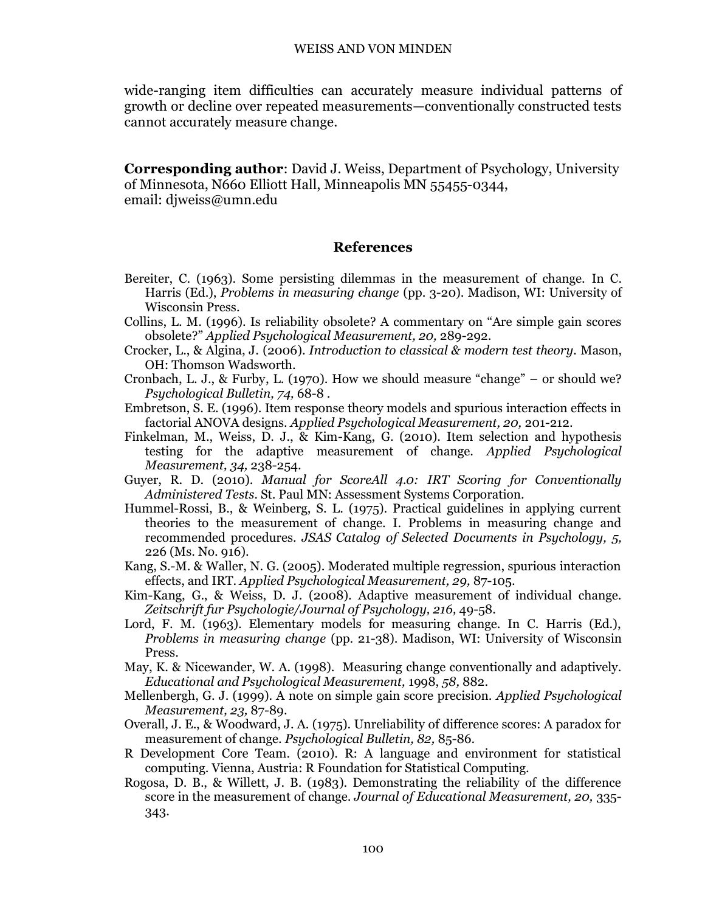wide-ranging item difficulties can accurately measure individual patterns of growth or decline over repeated measurements—conventionally constructed tests cannot accurately measure change.

**Corresponding author**: David J. Weiss, Department of Psychology, University of Minnesota, N660 Elliott Hall, Minneapolis MN 55455-0344, email: djweiss@umn.edu

## References

Bereiter, C. (1963). Some persisting dilemmas in the measurement of change. In C. Harris (Ed.), *Problems in measuring change* (pp. 3-20). Madison, WI: University of Wisconsin Press.

Collins, L. M. (1996). Is reliability obsolete? A commentary on "Are simple gain scores obsolete?" *Applied Psychological Measurement, 20,* 289-292.

Crocker, L., & Algina, J. (2006). *Introduction to classical & modern test theory*. Mason, OH: Thomson Wadsworth.

Cronbach, L. J., & Furby, L. (1970). How we should measure "change" – or should we? *Psychological Bulletin, 74,* 68-8 .

Embretson, S. E. (1996). Item response theory models and spurious interaction effects in factorial ANOVA designs. *Applied Psychological Measurement, 20,* 201-212.

Finkelman, M., Weiss, D. J., & Kim-Kang, G. (2010). Item selection and hypothesis testing for the adaptive measurement of change. *Applied Psychological Measurement, 34,* 238-254.

Guyer, R. D. (2010). *Manual for ScoreAll 4.0: IRT Scoring for Conventionally Administered Tests*. St. Paul MN: Assessment Systems Corporation.

Hummel-Rossi, B., & Weinberg, S. L. (1975). Practical guidelines in applying current theories to the measurement of change. I. Problems in measuring change and recommended procedures. *JSAS Catalog of Selected Documents in Psychology, 5,* 226 (Ms. No. 916).

Kang, S.-M. & Waller, N. G. (2005). Moderated multiple regression, spurious interaction effects, and IRT. *Applied Psychological Measurement, 29,* 87-105.

Kim-Kang, G., & Weiss, D. J. (2008). Adaptive measurement of individual change. *Zeitschrift fur Psychologie/Journal of Psychology, 216,* 49-58.

Lord, F. M. (1963). Elementary models for measuring change. In C. Harris (Ed.), *Problems in measuring change* (pp. 21-38). Madison, WI: University of Wisconsin Press.

May, K. & Nicewander, W. A. (1998). Measuring change conventionally and adaptively. *Educational and Psychological Measurement,* 1998, *58,* 882.

Mellenbergh, G. J. (1999). A note on simple gain score precision. *Applied Psychological Measurement, 23,* 87-89.

Overall, J. E., & Woodward, J. A. (1975). Unreliability of difference scores: A paradox for measurement of change. *Psychological Bulletin, 82,* 85-86.

R Development Core Team. (2010). R: A language and environment for statistical computing. Vienna, Austria: R Foundation for Statistical Computing.

Rogosa, D. B., & Willett, J. B. (1983). Demonstrating the reliability of the difference score in the measurement of change. *Journal of Educational Measurement, 20,* 335-343.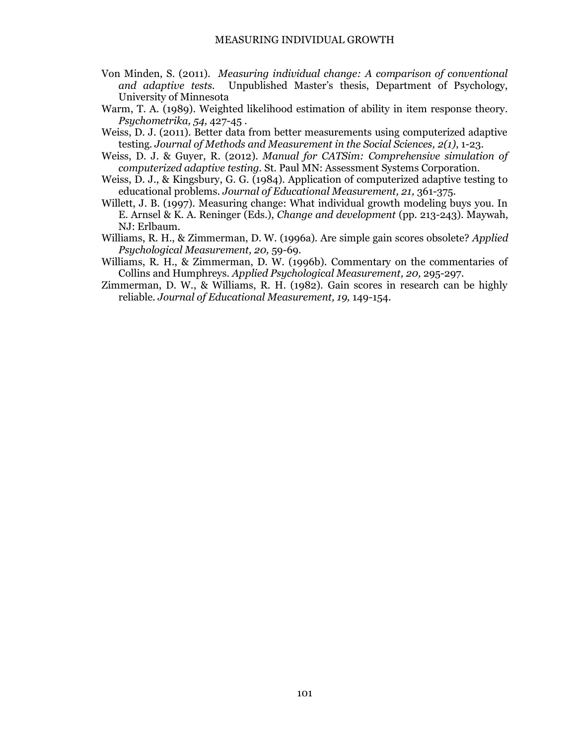Von Minden, S. (2011). *Measuring individual change: A comparison of conventional and adaptive tests.* Unpublished Master's thesis, Department of Psychology, University of Minnesota

Warm, T. A. (1989). Weighted likelihood estimation of ability in item response theory. *Psychometrika, 54,* 427-45 .

Weiss, D. J. (2011). Better data from better measurements using computerized adaptive testing. *Journal of Methods and Measurement in the Social Sciences, 2(1)*, 1-23.

Weiss, D. J. & Guyer, R. (2012). *Manual for CATSim: Comprehensive simulation of computerized adaptive testing*. St. Paul MN: Assessment Systems Corporation.

Weiss, D. J., & Kingsbury, G. G. (1984). Application of computerized adaptive testing to educational problems. *Journal of Educational Measurement, 21,* 361-375.

Willett, J. B. (1997). Measuring change: What individual growth modeling buys you. In E. Arnsel & K. A. Reninger (Eds.), *Change and development* (pp. 213-243). Maywah, NJ: Erlbaum.

Williams, R. H., & Zimmerman, D. W. (1996a). Are simple gain scores obsolete? *Applied Psychological Measurement, 20,* 59-69.

Williams, R. H., & Zimmerman, D. W. (1996b). Commentary on the commentaries of Collins and Humphreys. *Applied Psychological Measurement, 20,* 295-297.

Zimmerman, D. W., & Williams, R. H. (1982). Gain scores in research can be highly reliable. *Journal of Educational Measurement, 19,* 149-154.